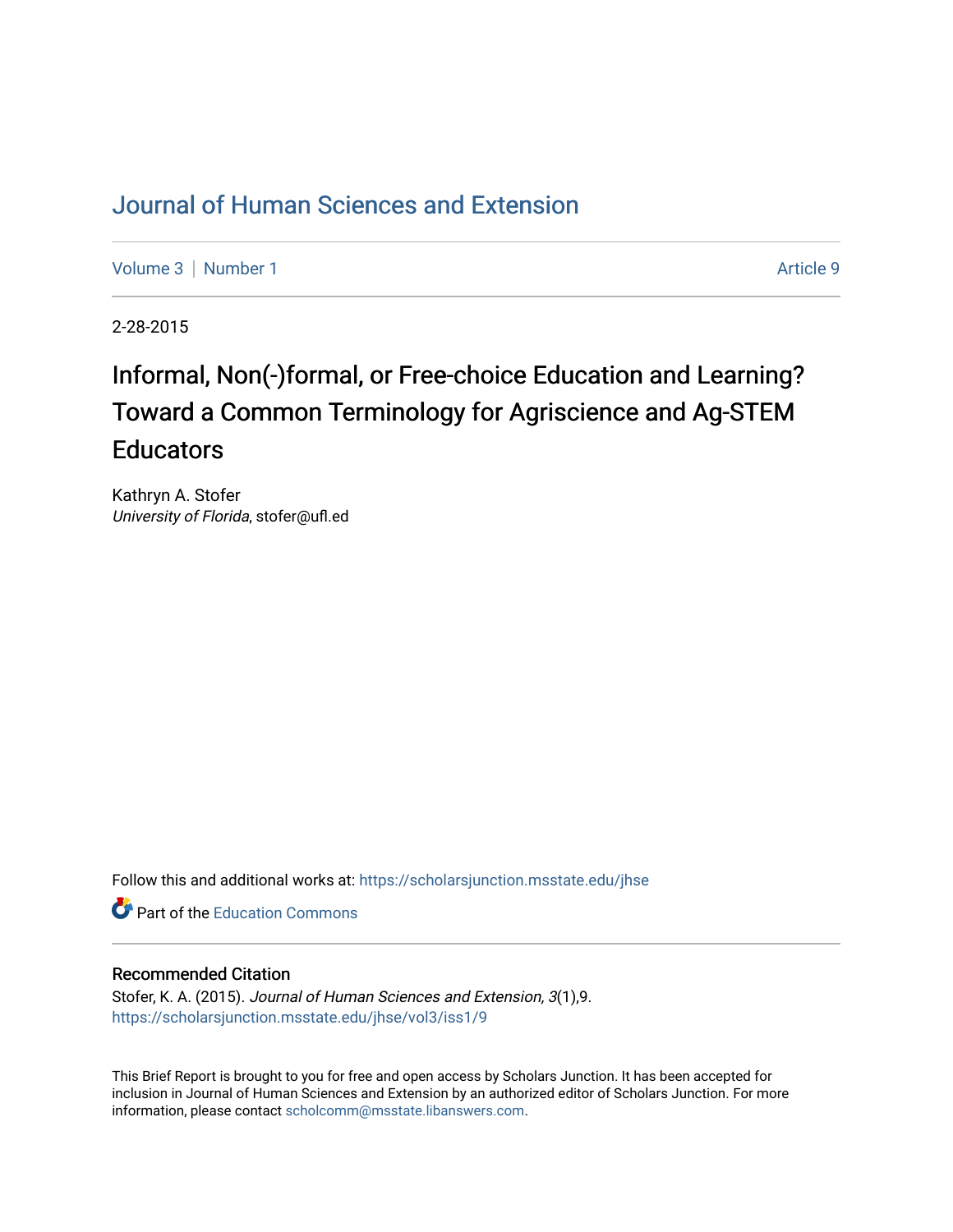# Journal of Human Sciences and Extension

Volume 3 | Number 1 Article 9

2-28-2015

## Informal, Non(-)formal, or Free-choice Education and Learning? Toward a Common Terminology for Agriscience and Ag-STEM Educators

Kathryn A. Stofer
*University of Florida*, stofer@ufl.ed

Follow this and additional works at: https://scholarsjunction.msstate.edu/jhse

Part of the Education Commons

### Recommended Citation

Stofer, K. A. (2015). *Journal of Human Sciences and Extension, 3*(1),9.
https://scholarsjunction.msstate.edu/jhse/vol3/iss1/9

This Brief Report is brought to you for free and open access by Scholars Junction. It has been accepted for inclusion in Journal of Human Sciences and Extension by an authorized editor of Scholars Junction. For more information, please contact scholcomm@msstate.libanswers.com.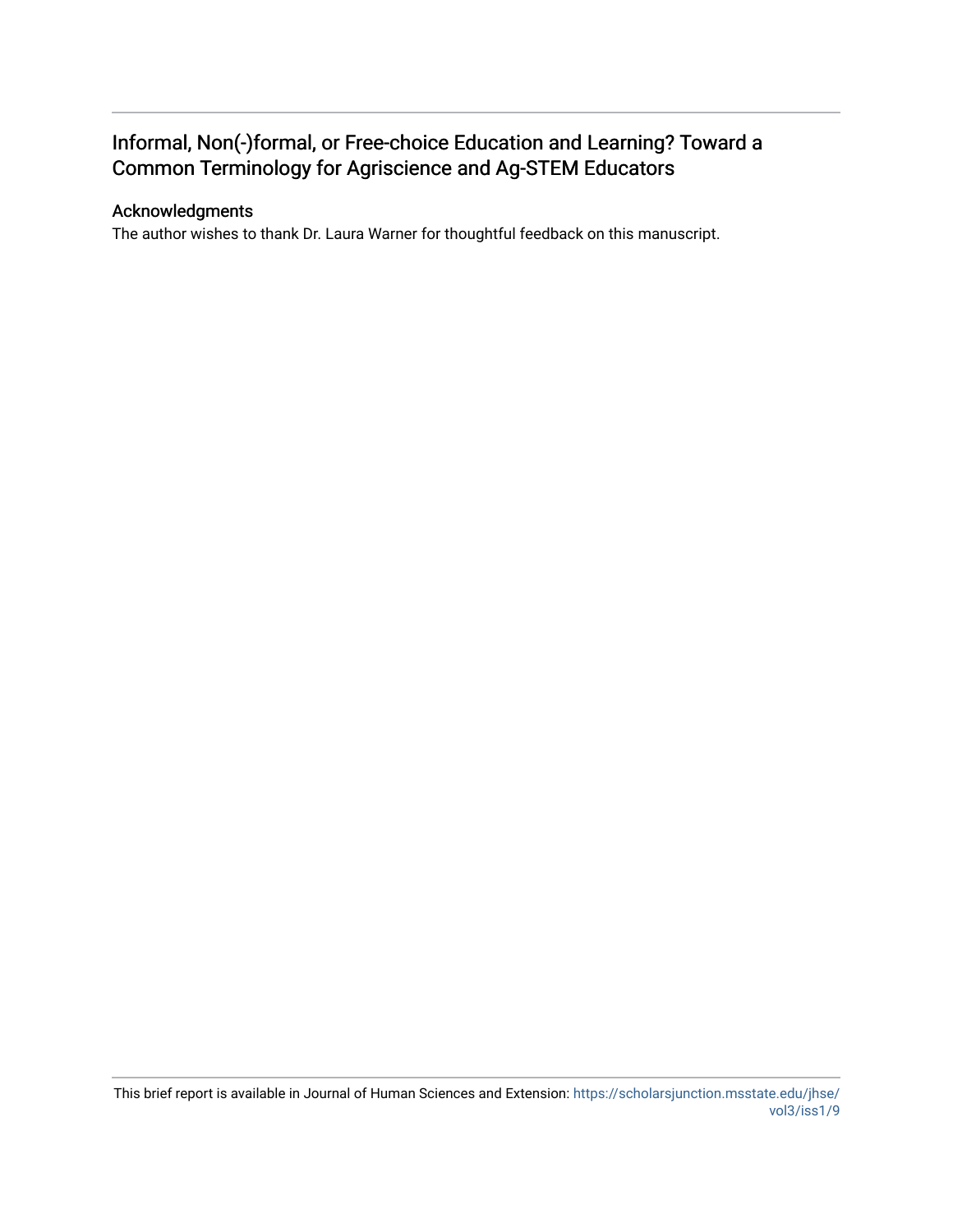# Informal, Non(-)formal, or Free-choice Education and Learning? Toward a Common Terminology for Agriscience and Ag-STEM Educators

## Acknowledgments

The author wishes to thank Dr. Laura Warner for thoughtful feedback on this manuscript.

This brief report is available in Journal of Human Sciences and Extension: https://scholarsjunction.msstate.edu/jhse/vol3/iss1/9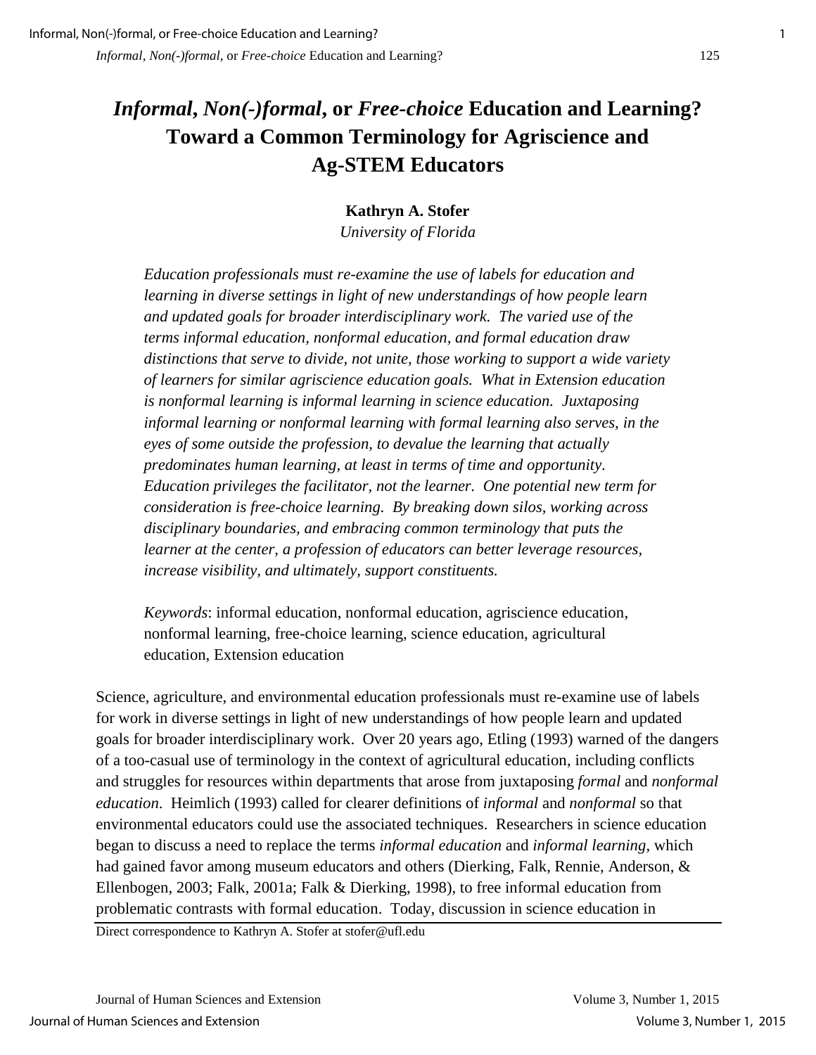# *Informal, Non(-)formal,* or *Free-choice* Education and Learning? Toward a Common Terminology for Agriscience and Ag-STEM Educators

**Kathryn A. Stofer**

*University of Florida*

*Education professionals must re-examine the use of labels for education and learning in diverse settings in light of new understandings of how people learn and updated goals for broader interdisciplinary work. The varied use of the terms informal education, nonformal education, and formal education draw distinctions that serve to divide, not unite, those working to support a wide variety of learners for similar agriscience education goals. What in Extension education is nonformal learning is informal learning in science education. Juxtaposing informal learning or nonformal learning with formal learning also serves, in the eyes of some outside the profession, to devalue the learning that actually predominates human learning, at least in terms of time and opportunity. Education privileges the facilitator, not the learner. One potential new term for consideration is free-choice learning. By breaking down silos, working across disciplinary boundaries, and embracing common terminology that puts the learner at the center, a profession of educators can better leverage resources, increase visibility, and ultimately, support constituents.*

*Keywords*: informal education, nonformal education, agriscience education, nonformal learning, free-choice learning, science education, agricultural education, Extension education

Science, agriculture, and environmental education professionals must re-examine use of labels for work in diverse settings in light of new understandings of how people learn and updated goals for broader interdisciplinary work. Over 20 years ago, Etling (1993) warned of the dangers of a too-casual use of terminology in the context of agricultural education, including conflicts and struggles for resources within departments that arose from juxtaposing *formal* and *nonformal education*. Heimlich (1993) called for clearer definitions of *informal* and *nonformal* so that environmental educators could use the associated techniques. Researchers in science education began to discuss a need to replace the terms *informal education* and *informal learning*, which had gained favor among museum educators and others (Dierking, Falk, Rennie, Anderson, & Ellenbogen, 2003; Falk, 2001a; Falk & Dierking, 1998), to free informal education from problematic contrasts with formal education. Today, discussion in science education in

Direct correspondence to Kathryn A. Stofer at stofer@ufl.edu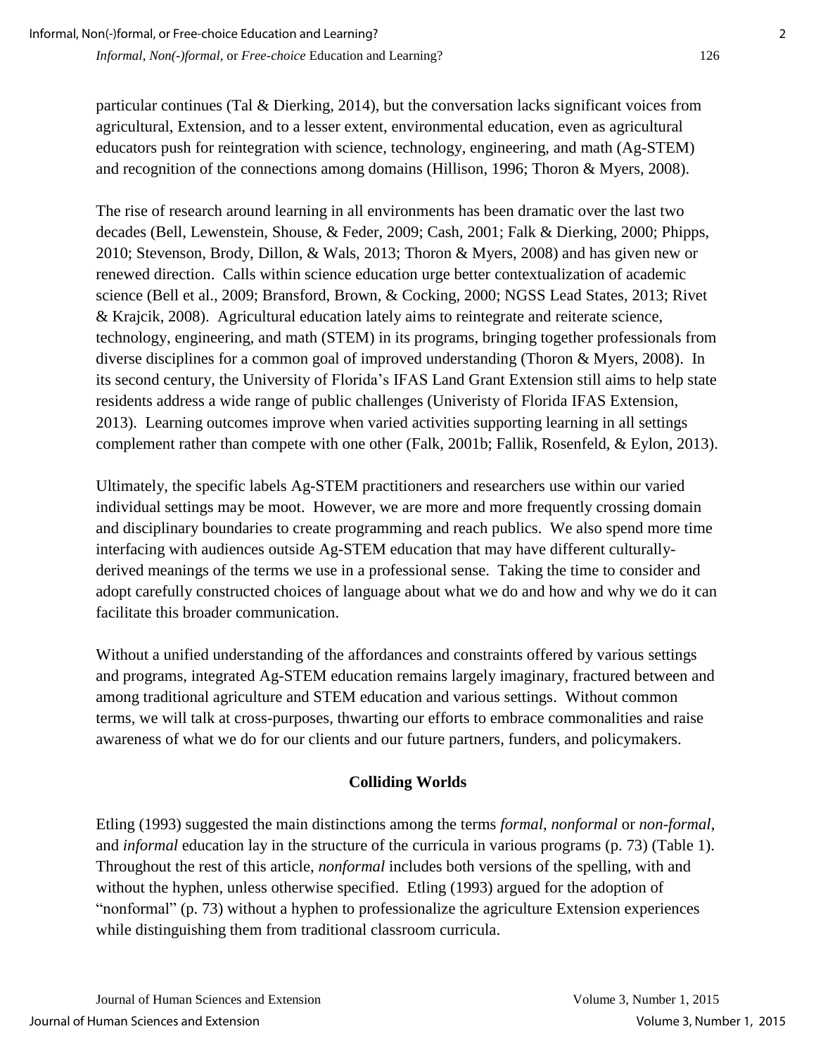particular continues (Tal & Dierking, 2014), but the conversation lacks significant voices from agricultural, Extension, and to a lesser extent, environmental education, even as agricultural educators push for reintegration with science, technology, engineering, and math (Ag-STEM) and recognition of the connections among domains (Hillison, 1996; Thoron & Myers, 2008).

The rise of research around learning in all environments has been dramatic over the last two decades (Bell, Lewenstein, Shouse, & Feder, 2009; Cash, 2001; Falk & Dierking, 2000; Phipps, 2010; Stevenson, Brody, Dillon, & Wals, 2013; Thoron & Myers, 2008) and has given new or renewed direction. Calls within science education urge better contextualization of academic science (Bell et al., 2009; Bransford, Brown, & Cocking, 2000; NGSS Lead States, 2013; Rivet & Krajcik, 2008). Agricultural education lately aims to reintegrate and reiterate science, technology, engineering, and math (STEM) in its programs, bringing together professionals from diverse disciplines for a common goal of improved understanding (Thoron & Myers, 2008). In its second century, the University of Florida's IFAS Land Grant Extension still aims to help state residents address a wide range of public challenges (Univeristy of Florida IFAS Extension, 2013). Learning outcomes improve when varied activities supporting learning in all settings complement rather than compete with one other (Falk, 2001b; Fallik, Rosenfeld, & Eylon, 2013).

Ultimately, the specific labels Ag-STEM practitioners and researchers use within our varied individual settings may be moot. However, we are more and more frequently crossing domain and disciplinary boundaries to create programming and reach publics. We also spend more time interfacing with audiences outside Ag-STEM education that may have different culturally-derived meanings of the terms we use in a professional sense. Taking the time to consider and adopt carefully constructed choices of language about what we do and how and why we do it can facilitate this broader communication.

Without a unified understanding of the affordances and constraints offered by various settings and programs, integrated Ag-STEM education remains largely imaginary, fractured between and among traditional agriculture and STEM education and various settings. Without common terms, we will talk at cross-purposes, thwarting our efforts to embrace commonalities and raise awareness of what we do for our clients and our future partners, funders, and policymakers.

## Colliding Worlds

Etling (1993) suggested the main distinctions among the terms *formal*, *nonformal* or *non-formal*, and *informal* education lay in the structure of the curricula in various programs (p. 73) (Table 1). Throughout the rest of this article, *nonformal* includes both versions of the spelling, with and without the hyphen, unless otherwise specified. Etling (1993) argued for the adoption of "nonformal" (p. 73) without a hyphen to professionalize the agriculture Extension experiences while distinguishing them from traditional classroom curricula.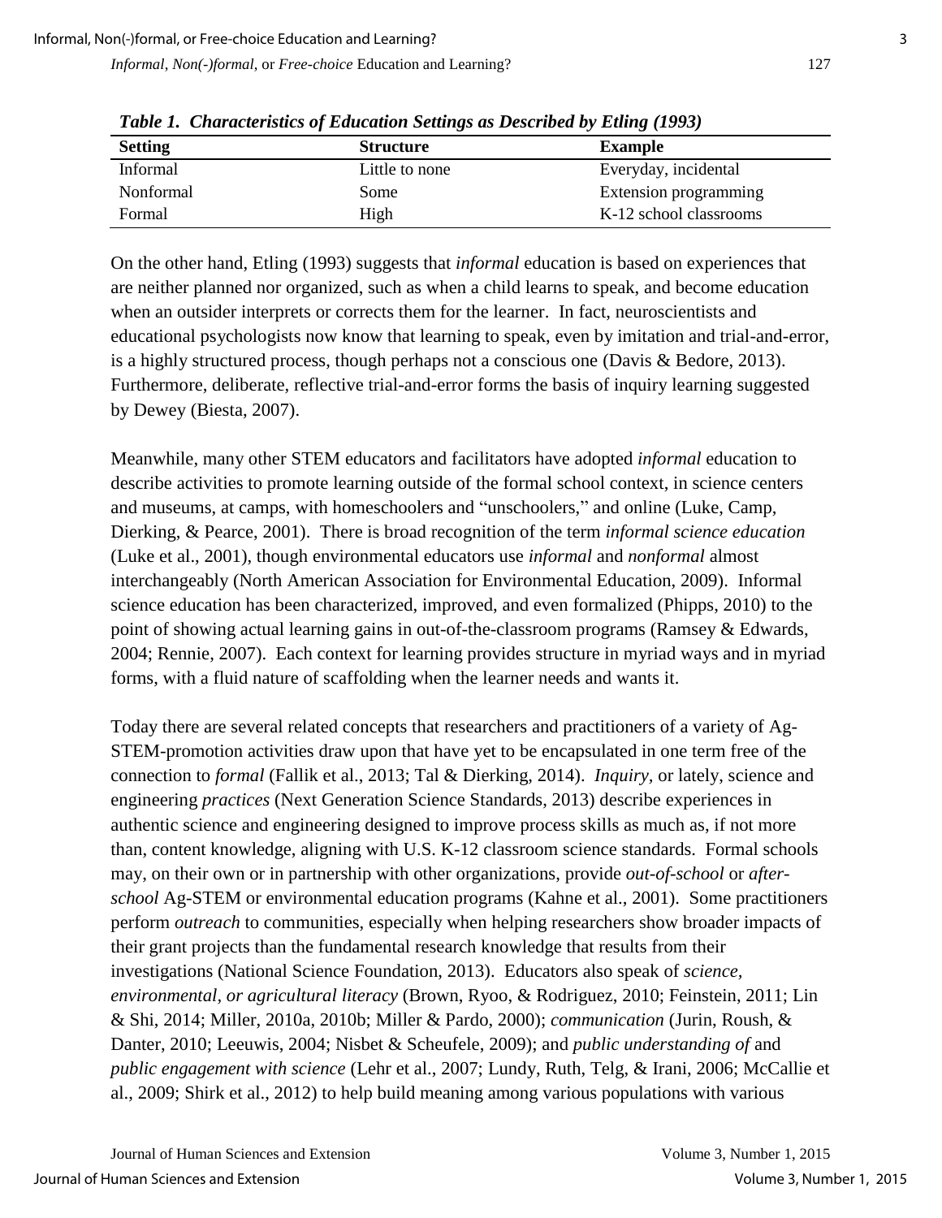*Table 1. Characteristics of Education Settings as Described by Etling (1993)*

| Setting | Structure | Example |
|---|---|---|
| Informal | Little to none | Everyday, incidental |
| Nonformal | Some | Extension programming |
| Formal | High | K-12 school classrooms |

On the other hand, Etling (1993) suggests that *informal* education is based on experiences that are neither planned nor organized, such as when a child learns to speak, and become education when an outsider interprets or corrects them for the learner. In fact, neuroscientists and educational psychologists now know that learning to speak, even by imitation and trial-and-error, is a highly structured process, though perhaps not a conscious one (Davis & Bedore, 2013). Furthermore, deliberate, reflective trial-and-error forms the basis of inquiry learning suggested by Dewey (Biesta, 2007).

Meanwhile, many other STEM educators and facilitators have adopted *informal* education to describe activities to promote learning outside of the formal school context, in science centers and museums, at camps, with homeschoolers and "unschoolers," and online (Luke, Camp, Dierking, & Pearce, 2001). There is broad recognition of the term *informal science education* (Luke et al., 2001), though environmental educators use *informal* and *nonformal* almost interchangeably (North American Association for Environmental Education, 2009). Informal science education has been characterized, improved, and even formalized (Phipps, 2010) to the point of showing actual learning gains in out-of-the-classroom programs (Ramsey & Edwards, 2004; Rennie, 2007). Each context for learning provides structure in myriad ways and in myriad forms, with a fluid nature of scaffolding when the learner needs and wants it.

Today there are several related concepts that researchers and practitioners of a variety of Ag-STEM-promotion activities draw upon that have yet to be encapsulated in one term free of the connection to *formal* (Fallik et al., 2013; Tal & Dierking, 2014). *Inquiry,* or lately, science and engineering *practices* (Next Generation Science Standards, 2013) describe experiences in authentic science and engineering designed to improve process skills as much as, if not more than, content knowledge, aligning with U.S. K-12 classroom science standards. Formal schools may, on their own or in partnership with other organizations, provide *out-of-school* or *after-school* Ag-STEM or environmental education programs (Kahne et al., 2001). Some practitioners perform *outreach* to communities, especially when helping researchers show broader impacts of their grant projects than the fundamental research knowledge that results from their investigations (National Science Foundation, 2013). Educators also speak of *science, environmental, or agricultural literacy* (Brown, Ryoo, & Rodriguez, 2010; Feinstein, 2011; Lin & Shi, 2014; Miller, 2010a, 2010b; Miller & Pardo, 2000); *communication* (Jurin, Roush, & Danter, 2010; Leeuwis, 2004; Nisbet & Scheufele, 2009); and *public understanding of* and *public engagement with science* (Lehr et al., 2007; Lundy, Ruth, Telg, & Irani, 2006; McCallie et al., 2009; Shirk et al., 2012) to help build meaning among various populations with various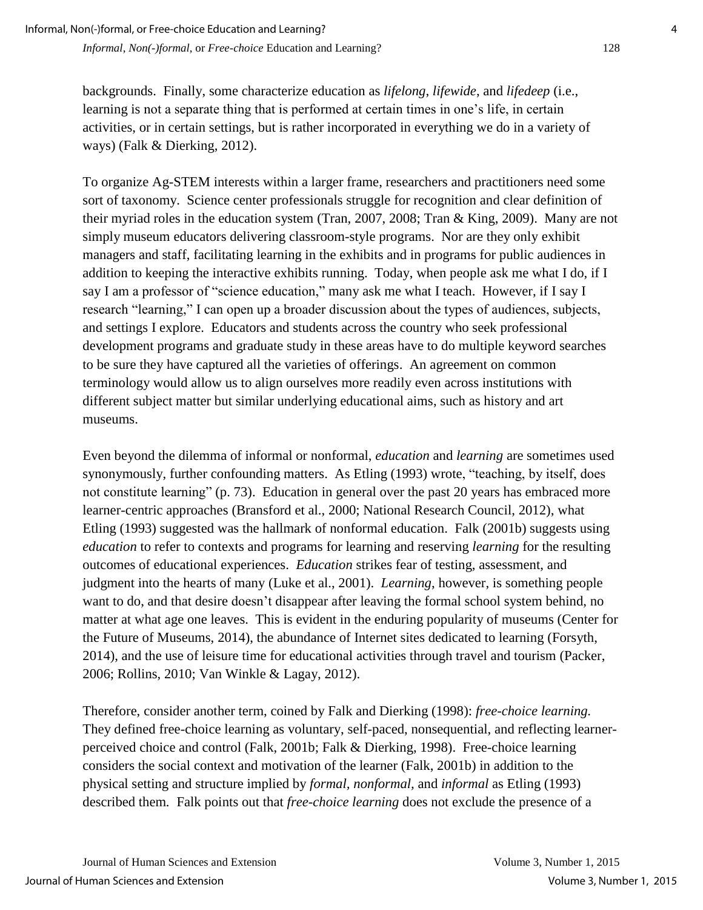backgrounds. Finally, some characterize education as *lifelong*, *lifewide*, and *lifedeep* (i.e., learning is not a separate thing that is performed at certain times in one's life, in certain activities, or in certain settings, but is rather incorporated in everything we do in a variety of ways) (Falk & Dierking, 2012).

To organize Ag-STEM interests within a larger frame, researchers and practitioners need some sort of taxonomy. Science center professionals struggle for recognition and clear definition of their myriad roles in the education system (Tran, 2007, 2008; Tran & King, 2009). Many are not simply museum educators delivering classroom-style programs. Nor are they only exhibit managers and staff, facilitating learning in the exhibits and in programs for public audiences in addition to keeping the interactive exhibits running. Today, when people ask me what I do, if I say I am a professor of "science education," many ask me what I teach. However, if I say I research "learning," I can open up a broader discussion about the types of audiences, subjects, and settings I explore. Educators and students across the country who seek professional development programs and graduate study in these areas have to do multiple keyword searches to be sure they have captured all the varieties of offerings. An agreement on common terminology would allow us to align ourselves more readily even across institutions with different subject matter but similar underlying educational aims, such as history and art museums.

Even beyond the dilemma of informal or nonformal, *education* and *learning* are sometimes used synonymously, further confounding matters. As Etling (1993) wrote, "teaching, by itself, does not constitute learning" (p. 73). Education in general over the past 20 years has embraced more learner-centric approaches (Bransford et al., 2000; National Research Council, 2012), what Etling (1993) suggested was the hallmark of nonformal education. Falk (2001b) suggests using *education* to refer to contexts and programs for learning and reserving *learning* for the resulting outcomes of educational experiences. *Education* strikes fear of testing, assessment, and judgment into the hearts of many (Luke et al., 2001). *Learning*, however, is something people want to do, and that desire doesn't disappear after leaving the formal school system behind, no matter at what age one leaves. This is evident in the enduring popularity of museums (Center for the Future of Museums, 2014), the abundance of Internet sites dedicated to learning (Forsyth, 2014), and the use of leisure time for educational activities through travel and tourism (Packer, 2006; Rollins, 2010; Van Winkle & Lagay, 2012).

Therefore, consider another term, coined by Falk and Dierking (1998): *free-choice learning.* They defined free-choice learning as voluntary, self-paced, nonsequential, and reflecting learner-perceived choice and control (Falk, 2001b; Falk & Dierking, 1998). Free-choice learning considers the social context and motivation of the learner (Falk, 2001b) in addition to the physical setting and structure implied by *formal, nonformal,* and *informal* as Etling (1993) described them. Falk points out that *free-choice learning* does not exclude the presence of a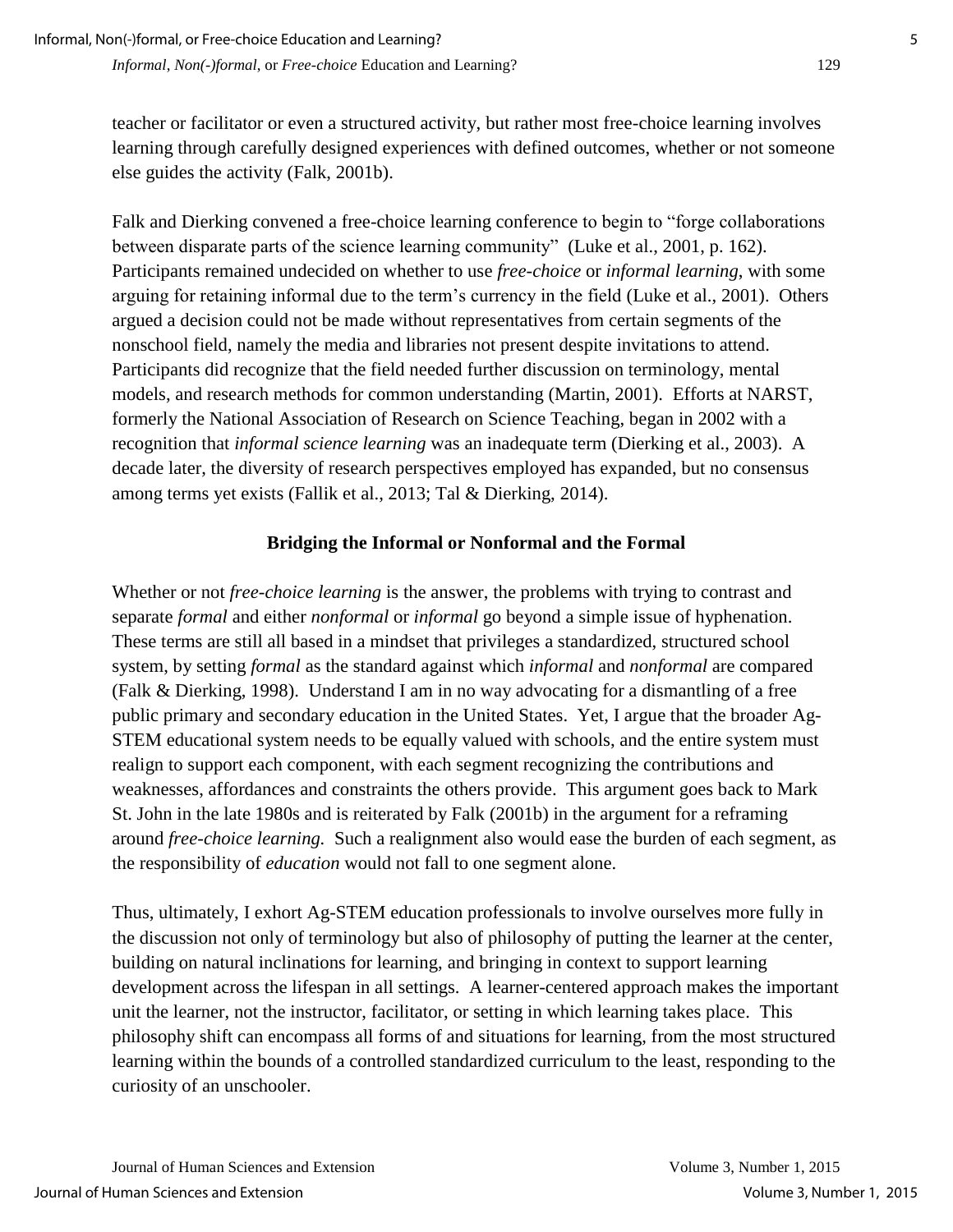teacher or facilitator or even a structured activity, but rather most free-choice learning involves learning through carefully designed experiences with defined outcomes, whether or not someone else guides the activity (Falk, 2001b).

Falk and Dierking convened a free-choice learning conference to begin to "forge collaborations between disparate parts of the science learning community" (Luke et al., 2001, p. 162). Participants remained undecided on whether to use *free-choice* or *informal learning*, with some arguing for retaining informal due to the term's currency in the field (Luke et al., 2001). Others argued a decision could not be made without representatives from certain segments of the nonschool field, namely the media and libraries not present despite invitations to attend. Participants did recognize that the field needed further discussion on terminology, mental models, and research methods for common understanding (Martin, 2001). Efforts at NARST, formerly the National Association of Research on Science Teaching, began in 2002 with a recognition that *informal science learning* was an inadequate term (Dierking et al., 2003). A decade later, the diversity of research perspectives employed has expanded, but no consensus among terms yet exists (Fallik et al., 2013; Tal & Dierking, 2014).

## Bridging the Informal or Nonformal and the Formal

Whether or not *free-choice learning* is the answer, the problems with trying to contrast and separate *formal* and either *nonformal* or *informal* go beyond a simple issue of hyphenation. These terms are still all based in a mindset that privileges a standardized, structured school system, by setting *formal* as the standard against which *informal* and *nonformal* are compared (Falk & Dierking, 1998). Understand I am in no way advocating for a dismantling of a free public primary and secondary education in the United States. Yet, I argue that the broader Ag-STEM educational system needs to be equally valued with schools, and the entire system must realign to support each component, with each segment recognizing the contributions and weaknesses, affordances and constraints the others provide. This argument goes back to Mark St. John in the late 1980s and is reiterated by Falk (2001b) in the argument for a reframing around *free-choice learning.* Such a realignment also would ease the burden of each segment, as the responsibility of *education* would not fall to one segment alone.

Thus, ultimately, I exhort Ag-STEM education professionals to involve ourselves more fully in the discussion not only of terminology but also of philosophy of putting the learner at the center, building on natural inclinations for learning, and bringing in context to support learning development across the lifespan in all settings. A learner-centered approach makes the important unit the learner, not the instructor, facilitator, or setting in which learning takes place. This philosophy shift can encompass all forms of and situations for learning, from the most structured learning within the bounds of a controlled standardized curriculum to the least, responding to the curiosity of an unschooler.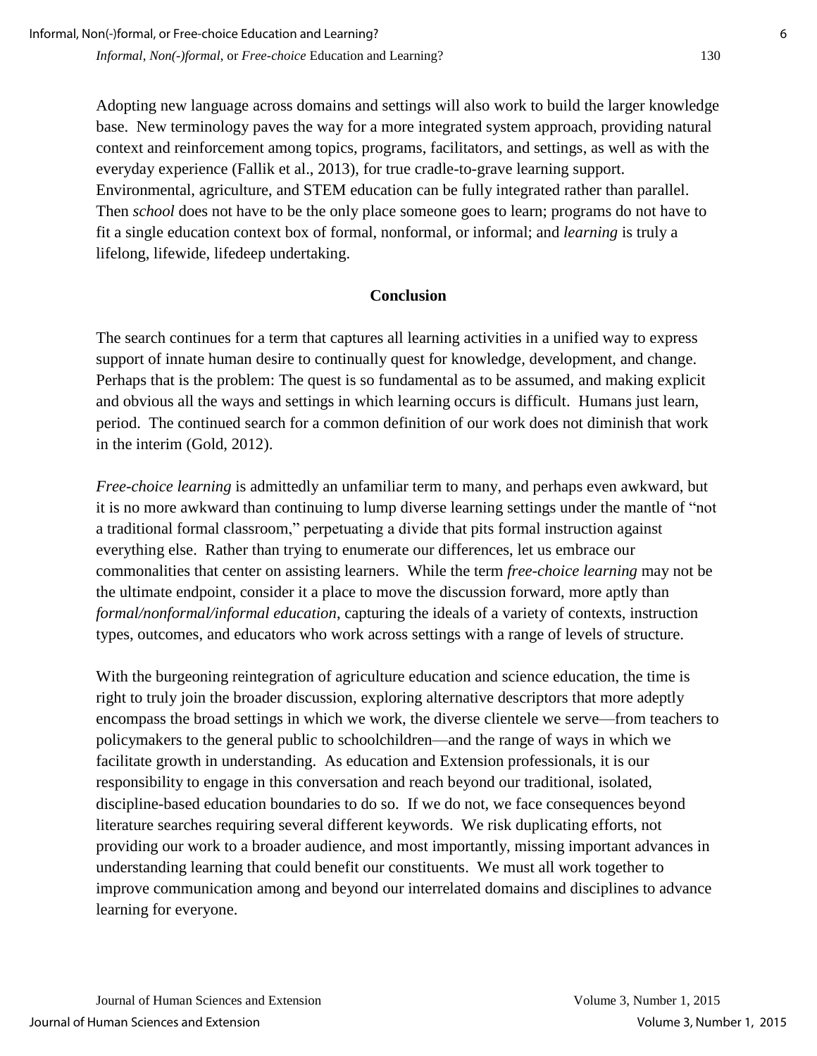Adopting new language across domains and settings will also work to build the larger knowledge base. New terminology paves the way for a more integrated system approach, providing natural context and reinforcement among topics, programs, facilitators, and settings, as well as with the everyday experience (Fallik et al., 2013), for true cradle-to-grave learning support. Environmental, agriculture, and STEM education can be fully integrated rather than parallel. Then *school* does not have to be the only place someone goes to learn; programs do not have to fit a single education context box of formal, nonformal, or informal; and *learning* is truly a lifelong, lifewide, lifedeep undertaking.

## Conclusion

The search continues for a term that captures all learning activities in a unified way to express support of innate human desire to continually quest for knowledge, development, and change. Perhaps that is the problem: The quest is so fundamental as to be assumed, and making explicit and obvious all the ways and settings in which learning occurs is difficult. Humans just learn, period. The continued search for a common definition of our work does not diminish that work in the interim (Gold, 2012).

*Free-choice learning* is admittedly an unfamiliar term to many, and perhaps even awkward, but it is no more awkward than continuing to lump diverse learning settings under the mantle of "not a traditional formal classroom," perpetuating a divide that pits formal instruction against everything else. Rather than trying to enumerate our differences, let us embrace our commonalities that center on assisting learners. While the term *free-choice learning* may not be the ultimate endpoint, consider it a place to move the discussion forward, more aptly than *formal/nonformal/informal education*, capturing the ideals of a variety of contexts, instruction types, outcomes, and educators who work across settings with a range of levels of structure.

With the burgeoning reintegration of agriculture education and science education, the time is right to truly join the broader discussion, exploring alternative descriptors that more adeptly encompass the broad settings in which we work, the diverse clientele we serve—from teachers to policymakers to the general public to schoolchildren—and the range of ways in which we facilitate growth in understanding. As education and Extension professionals, it is our responsibility to engage in this conversation and reach beyond our traditional, isolated, discipline-based education boundaries to do so. If we do not, we face consequences beyond literature searches requiring several different keywords. We risk duplicating efforts, not providing our work to a broader audience, and most importantly, missing important advances in understanding learning that could benefit our constituents. We must all work together to improve communication among and beyond our interrelated domains and disciplines to advance learning for everyone.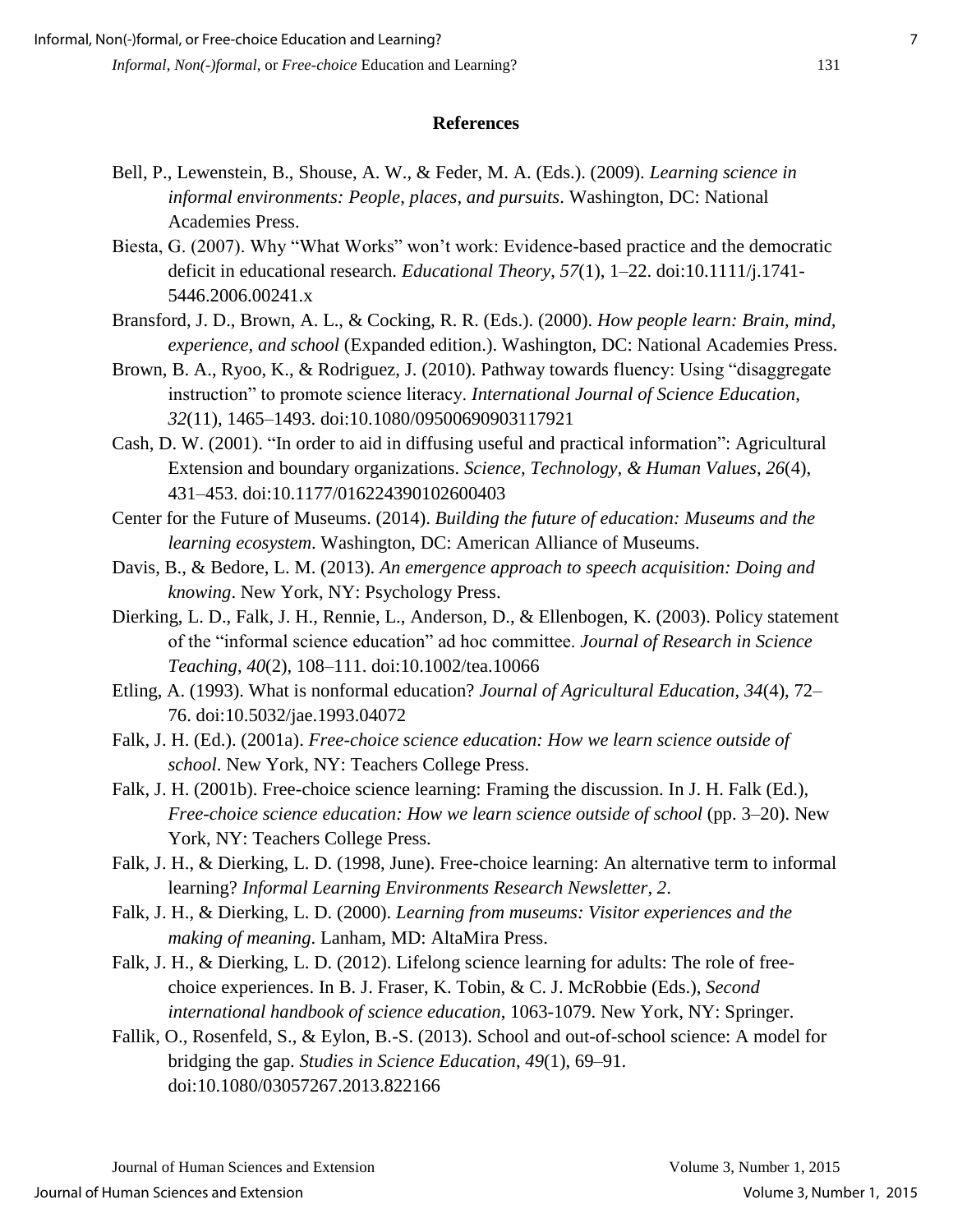## References

Bell, P., Lewenstein, B., Shouse, A. W., & Feder, M. A. (Eds.). (2009). *Learning science in informal environments: People, places, and pursuits*. Washington, DC: National Academies Press.

Biesta, G. (2007). Why "What Works" won't work: Evidence-based practice and the democratic deficit in educational research. *Educational Theory*, *57*(1), 1–22. doi:10.1111/j.1741-5446.2006.00241.x

Bransford, J. D., Brown, A. L., & Cocking, R. R. (Eds.). (2000). *How people learn: Brain, mind, experience, and school* (Expanded edition.). Washington, DC: National Academies Press.

Brown, B. A., Ryoo, K., & Rodriguez, J. (2010). Pathway towards fluency: Using "disaggregate instruction" to promote science literacy. *International Journal of Science Education*, *32*(11), 1465–1493. doi:10.1080/09500690903117921

Cash, D. W. (2001). "In order to aid in diffusing useful and practical information": Agricultural Extension and boundary organizations. *Science, Technology, & Human Values*, *26*(4), 431–453. doi:10.1177/016224390102600403

Center for the Future of Museums. (2014). *Building the future of education: Museums and the learning ecosystem*. Washington, DC: American Alliance of Museums.

Davis, B., & Bedore, L. M. (2013). *An emergence approach to speech acquisition: Doing and knowing*. New York, NY: Psychology Press.

Dierking, L. D., Falk, J. H., Rennie, L., Anderson, D., & Ellenbogen, K. (2003). Policy statement of the "informal science education" ad hoc committee. *Journal of Research in Science Teaching*, *40*(2), 108–111. doi:10.1002/tea.10066

Etling, A. (1993). What is nonformal education? *Journal of Agricultural Education*, *34*(4), 72–76. doi:10.5032/jae.1993.04072

Falk, J. H. (Ed.). (2001a). *Free-choice science education: How we learn science outside of school*. New York, NY: Teachers College Press.

Falk, J. H. (2001b). Free-choice science learning: Framing the discussion. In J. H. Falk (Ed.), *Free-choice science education: How we learn science outside of school* (pp. 3–20). New York, NY: Teachers College Press.

Falk, J. H., & Dierking, L. D. (1998, June). Free-choice learning: An alternative term to informal learning? *Informal Learning Environments Research Newsletter*, *2*.

Falk, J. H., & Dierking, L. D. (2000). *Learning from museums: Visitor experiences and the making of meaning*. Lanham, MD: AltaMira Press.

Falk, J. H., & Dierking, L. D. (2012). Lifelong science learning for adults: The role of free-choice experiences. In B. J. Fraser, K. Tobin, & C. J. McRobbie (Eds.), *Second international handbook of science education*, 1063-1079. New York, NY: Springer.

Fallik, O., Rosenfeld, S., & Eylon, B.-S. (2013). School and out-of-school science: A model for bridging the gap. *Studies in Science Education*, *49*(1), 69–91. doi:10.1080/03057267.2013.822166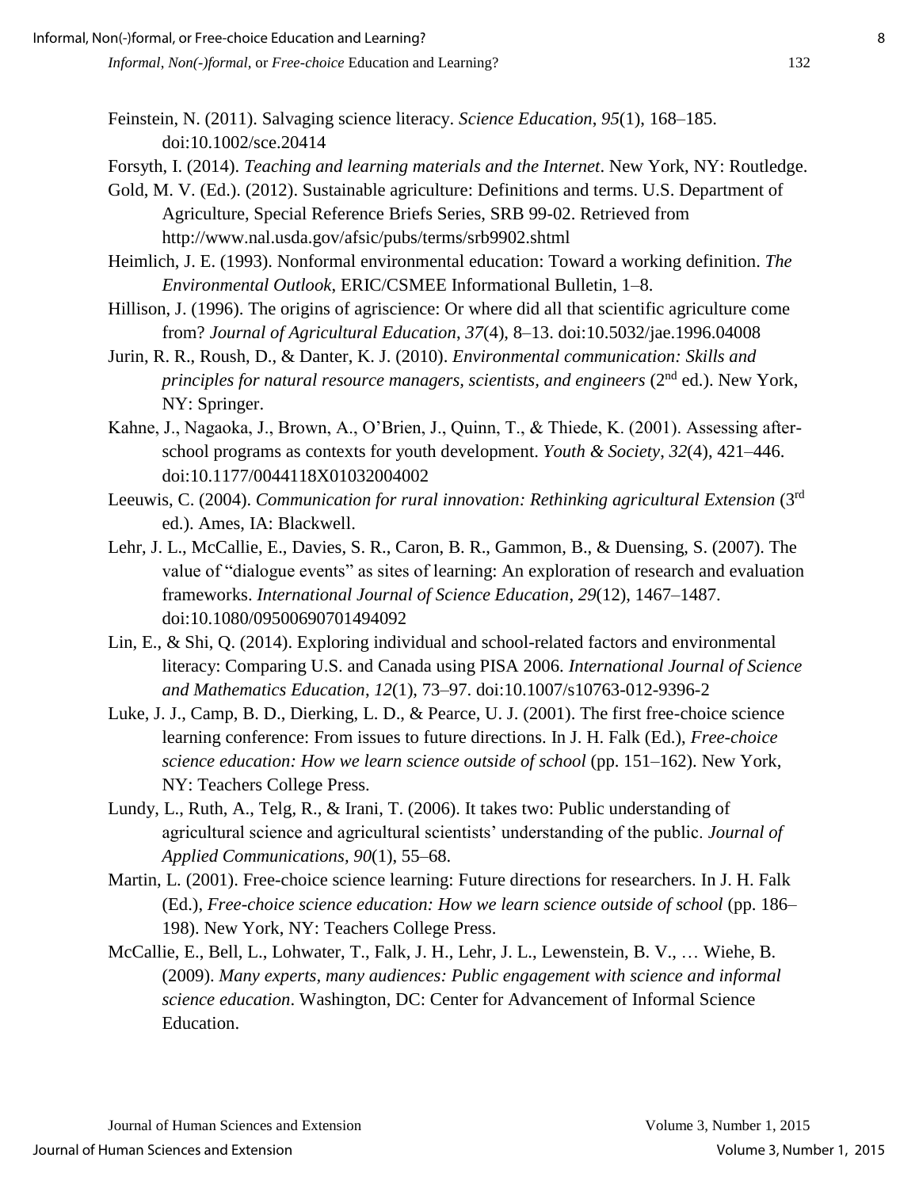Feinstein, N. (2011). Salvaging science literacy. *Science Education*, *95*(1), 168–185. doi:10.1002/sce.20414

Forsyth, I. (2014). *Teaching and learning materials and the Internet*. New York, NY: Routledge.

Gold, M. V. (Ed.). (2012). Sustainable agriculture: Definitions and terms. U.S. Department of Agriculture, Special Reference Briefs Series, SRB 99-02. Retrieved from http://www.nal.usda.gov/afsic/pubs/terms/srb9902.shtml

Heimlich, J. E. (1993). Nonformal environmental education: Toward a working definition. *The Environmental Outlook*, ERIC/CSMEE Informational Bulletin, 1–8.

Hillison, J. (1996). The origins of agriscience: Or where did all that scientific agriculture come from? *Journal of Agricultural Education*, *37*(4), 8–13. doi:10.5032/jae.1996.04008

Jurin, R. R., Roush, D., & Danter, K. J. (2010). *Environmental communication: Skills and principles for natural resource managers, scientists, and engineers* (2nd ed.). New York, NY: Springer.

Kahne, J., Nagaoka, J., Brown, A., O'Brien, J., Quinn, T., & Thiede, K. (2001). Assessing after-school programs as contexts for youth development. *Youth & Society*, *32*(4), 421–446. doi:10.1177/0044118X01032004002

Leeuwis, C. (2004). *Communication for rural innovation: Rethinking agricultural Extension* (3rd ed.). Ames, IA: Blackwell.

Lehr, J. L., McCallie, E., Davies, S. R., Caron, B. R., Gammon, B., & Duensing, S. (2007). The value of "dialogue events" as sites of learning: An exploration of research and evaluation frameworks. *International Journal of Science Education*, *29*(12), 1467–1487. doi:10.1080/09500690701494092

Lin, E., & Shi, Q. (2014). Exploring individual and school-related factors and environmental literacy: Comparing U.S. and Canada using PISA 2006. *International Journal of Science and Mathematics Education*, *12*(1), 73–97. doi:10.1007/s10763-012-9396-2

Luke, J. J., Camp, B. D., Dierking, L. D., & Pearce, U. J. (2001). The first free-choice science learning conference: From issues to future directions. In J. H. Falk (Ed.), *Free-choice science education: How we learn science outside of school* (pp. 151–162). New York, NY: Teachers College Press.

Lundy, L., Ruth, A., Telg, R., & Irani, T. (2006). It takes two: Public understanding of agricultural science and agricultural scientists' understanding of the public. *Journal of Applied Communications, 90*(1), 55–68.

Martin, L. (2001). Free-choice science learning: Future directions for researchers. In J. H. Falk (Ed.), *Free-choice science education: How we learn science outside of school* (pp. 186–198). New York, NY: Teachers College Press.

McCallie, E., Bell, L., Lohwater, T., Falk, J. H., Lehr, J. L., Lewenstein, B. V., … Wiehe, B. (2009). *Many experts, many audiences: Public engagement with science and informal science education*. Washington, DC: Center for Advancement of Informal Science Education.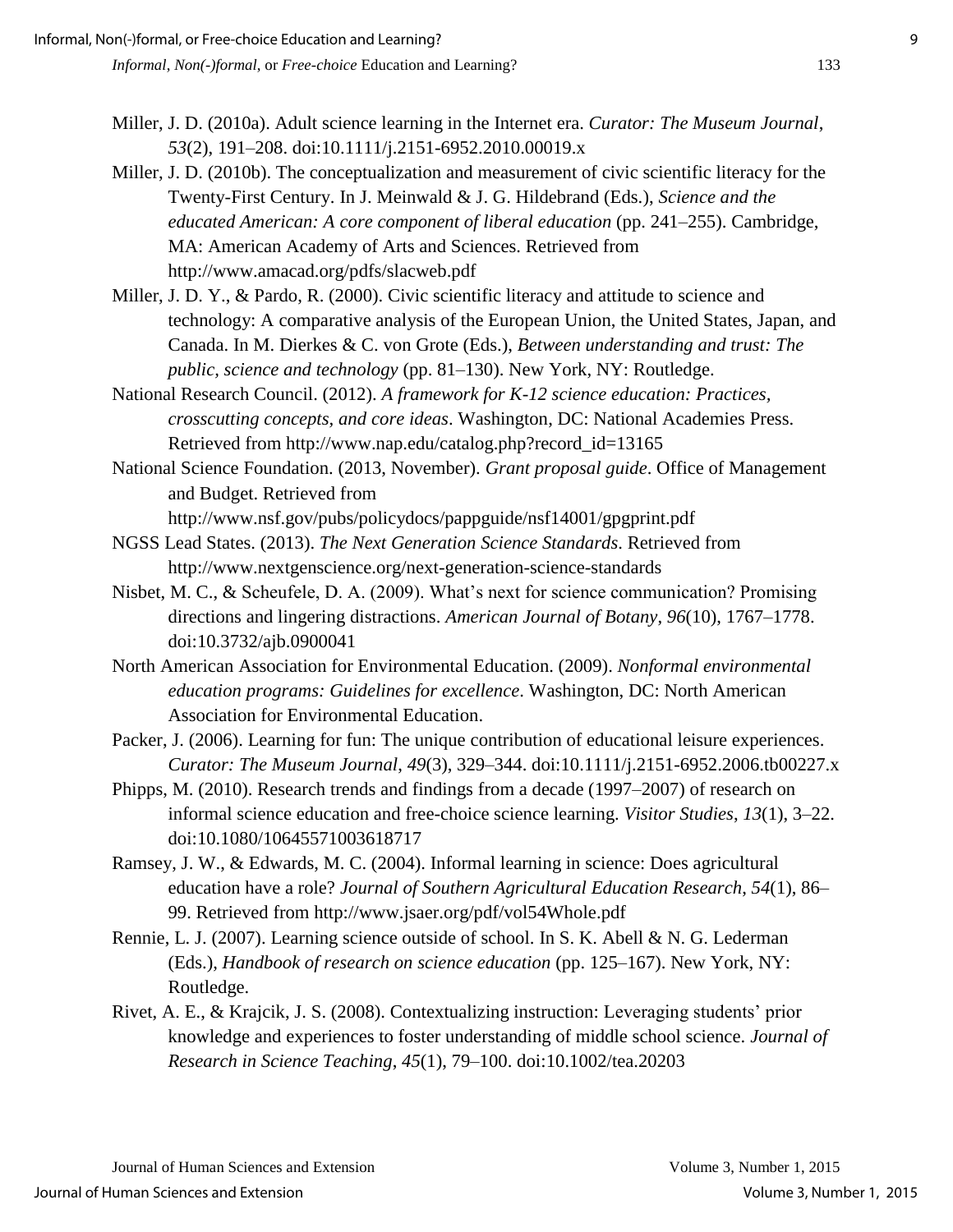Miller, J. D. (2010a). Adult science learning in the Internet era. *Curator: The Museum Journal*, *53*(2), 191–208. doi:10.1111/j.2151-6952.2010.00019.x

Miller, J. D. (2010b). The conceptualization and measurement of civic scientific literacy for the Twenty-First Century. In J. Meinwald & J. G. Hildebrand (Eds.), *Science and the educated American: A core component of liberal education* (pp. 241–255). Cambridge, MA: American Academy of Arts and Sciences. Retrieved from http://www.amacad.org/pdfs/slacweb.pdf

Miller, J. D. Y., & Pardo, R. (2000). Civic scientific literacy and attitude to science and technology: A comparative analysis of the European Union, the United States, Japan, and Canada. In M. Dierkes & C. von Grote (Eds.), *Between understanding and trust: The public, science and technology* (pp. 81–130). New York, NY: Routledge.

National Research Council. (2012). *A framework for K-12 science education: Practices, crosscutting concepts, and core ideas*. Washington, DC: National Academies Press. Retrieved from http://www.nap.edu/catalog.php?record_id=13165

National Science Foundation. (2013, November). *Grant proposal guide*. Office of Management and Budget. Retrieved from http://www.nsf.gov/pubs/policydocs/pappguide/nsf14001/gpgprint.pdf

NGSS Lead States. (2013). *The Next Generation Science Standards*. Retrieved from http://www.nextgenscience.org/next-generation-science-standards

Nisbet, M. C., & Scheufele, D. A. (2009). What's next for science communication? Promising directions and lingering distractions. *American Journal of Botany*, *96*(10), 1767–1778. doi:10.3732/ajb.0900041

North American Association for Environmental Education. (2009). *Nonformal environmental education programs: Guidelines for excellence*. Washington, DC: North American Association for Environmental Education.

Packer, J. (2006). Learning for fun: The unique contribution of educational leisure experiences. *Curator: The Museum Journal*, *49*(3), 329–344. doi:10.1111/j.2151-6952.2006.tb00227.x

Phipps, M. (2010). Research trends and findings from a decade (1997–2007) of research on informal science education and free-choice science learning. *Visitor Studies*, *13*(1), 3–22. doi:10.1080/10645571003618717

Ramsey, J. W., & Edwards, M. C. (2004). Informal learning in science: Does agricultural education have a role? *Journal of Southern Agricultural Education Research*, *54*(1), 86–99. Retrieved from http://www.jsaer.org/pdf/vol54Whole.pdf

Rennie, L. J. (2007). Learning science outside of school. In S. K. Abell & N. G. Lederman (Eds.), *Handbook of research on science education* (pp. 125–167). New York, NY: Routledge.

Rivet, A. E., & Krajcik, J. S. (2008). Contextualizing instruction: Leveraging students' prior knowledge and experiences to foster understanding of middle school science. *Journal of Research in Science Teaching*, *45*(1), 79–100. doi:10.1002/tea.20203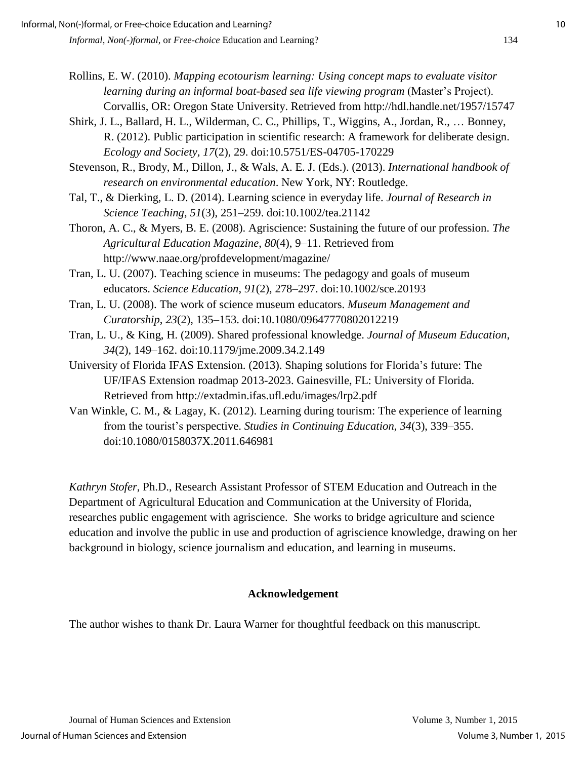Rollins, E. W. (2010). *Mapping ecotourism learning: Using concept maps to evaluate visitor learning during an informal boat-based sea life viewing program* (Master's Project). Corvallis, OR: Oregon State University. Retrieved from http://hdl.handle.net/1957/15747

Shirk, J. L., Ballard, H. L., Wilderman, C. C., Phillips, T., Wiggins, A., Jordan, R., … Bonney, R. (2012). Public participation in scientific research: A framework for deliberate design. *Ecology and Society*, *17*(2), 29. doi:10.5751/ES-04705-170229

Stevenson, R., Brody, M., Dillon, J., & Wals, A. E. J. (Eds.). (2013). *International handbook of research on environmental education*. New York, NY: Routledge.

Tal, T., & Dierking, L. D. (2014). Learning science in everyday life. *Journal of Research in Science Teaching*, *51*(3), 251–259. doi:10.1002/tea.21142

Thoron, A. C., & Myers, B. E. (2008). Agriscience: Sustaining the future of our profession. *The Agricultural Education Magazine, 80*(4), 9–11. Retrieved from http://www.naae.org/profdevelopment/magazine/

Tran, L. U. (2007). Teaching science in museums: The pedagogy and goals of museum educators. *Science Education*, *91*(2), 278–297. doi:10.1002/sce.20193

Tran, L. U. (2008). The work of science museum educators. *Museum Management and Curatorship*, *23*(2), 135–153. doi:10.1080/09647770802012219

Tran, L. U., & King, H. (2009). Shared professional knowledge. *Journal of Museum Education*, *34*(2), 149–162. doi:10.1179/jme.2009.34.2.149

University of Florida IFAS Extension. (2013). Shaping solutions for Florida's future: The UF/IFAS Extension roadmap 2013-2023. Gainesville, FL: University of Florida. Retrieved from http://extadmin.ifas.ufl.edu/images/lrp2.pdf

Van Winkle, C. M., & Lagay, K. (2012). Learning during tourism: The experience of learning from the tourist's perspective. *Studies in Continuing Education*, *34*(3), 339–355. doi:10.1080/0158037X.2011.646981

*Kathryn Stofer*, Ph.D., Research Assistant Professor of STEM Education and Outreach in the Department of Agricultural Education and Communication at the University of Florida, researches public engagement with agriscience. She works to bridge agriculture and science education and involve the public in use and production of agriscience knowledge, drawing on her background in biology, science journalism and education, and learning in museums.

## Acknowledgement

The author wishes to thank Dr. Laura Warner for thoughtful feedback on this manuscript.